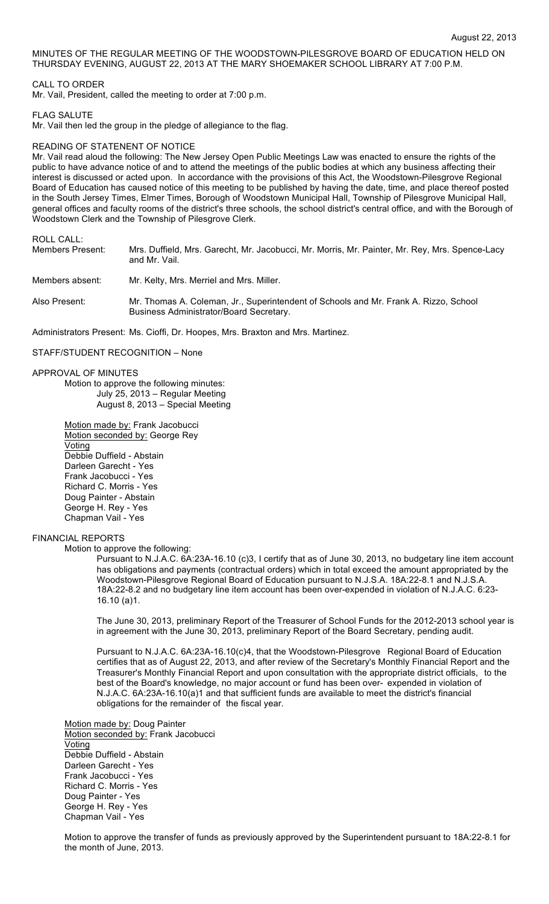August 22, 2013

MINUTES OF THE REGULAR MEETING OF THE WOODSTOWN-PILESGROVE BOARD OF EDUCATION HELD ON THURSDAY EVENING, AUGUST 22, 2013 AT THE MARY SHOEMAKER SCHOOL LIBRARY AT 7:00 P.M.

CALL TO ORDER

Mr. Vail, President, called the meeting to order at 7:00 p.m.

FLAG SALUTE

Mr. Vail then led the group in the pledge of allegiance to the flag.

READING OF STATENENT OF NOTICE

Mr. Vail read aloud the following: The New Jersey Open Public Meetings Law was enacted to ensure the rights of the public to have advance notice of and to attend the meetings of the public bodies at which any business affecting their interest is discussed or acted upon. In accordance with the provisions of this Act, the Woodstown-Pilesgrove Regional Board of Education has caused notice of this meeting to be published by having the date, time, and place thereof posted in the South Jersey Times, Elmer Times, Borough of Woodstown Municipal Hall, Township of Pilesgrove Municipal Hall, general offices and faculty rooms of the district's three schools, the school district's central office, and with the Borough of Woodstown Clerk and the Township of Pilesgrove Clerk.

ROLL CALL:

Members Present: Mrs. Duffield, Mrs. Garecht, Mr. Jacobucci, Mr. Morris, Mr. Painter, Mr. Rey, Mrs. Spence-Lacy and Mr. Vail.

Members absent: Mr. Kelty, Mrs. Merriel and Mrs. Miller.

Also Present: Mr. Thomas A. Coleman, Jr., Superintendent of Schools and Mr. Frank A. Rizzo, School Business Administrator/Board Secretary.

Administrators Present: Ms. Cioffi, Dr. Hoopes, Mrs. Braxton and Mrs. Martinez.

STAFF/STUDENT RECOGNITION – None

APPROVAL OF MINUTES

Motion to approve the following minutes:
July 25, 2013 – Regular Meeting
August 8, 2013 – Special Meeting

Motion made by: Frank Jacobucci
Motion seconded by: George Rey
Voting
Debbie Duffield - Abstain
Darleen Garecht - Yes
Frank Jacobucci - Yes
Richard C. Morris - Yes
Doug Painter - Abstain
George H. Rey - Yes
Chapman Vail - Yes

FINANCIAL REPORTS

Motion to approve the following:

Pursuant to N.J.A.C. 6A:23A-16.10 (c)3, I certify that as of June 30, 2013, no budgetary line item account has obligations and payments (contractual orders) which in total exceed the amount appropriated by the Woodstown-Pilesgrove Regional Board of Education pursuant to N.J.S.A. 18A:22-8.1 and N.J.S.A. 18A:22-8.2 and no budgetary line item account has been over-expended in violation of N.J.A.C. 6:23-16.10 (a)1.

The June 30, 2013, preliminary Report of the Treasurer of School Funds for the 2012-2013 school year is in agreement with the June 30, 2013, preliminary Report of the Board Secretary, pending audit.

Pursuant to N.J.A.C. 6A:23A-16.10(c)4, that the Woodstown-Pilesgrove Regional Board of Education certifies that as of August 22, 2013, and after review of the Secretary's Monthly Financial Report and the Treasurer's Monthly Financial Report and upon consultation with the appropriate district officials, to the best of the Board's knowledge, no major account or fund has been over- expended in violation of N.J.A.C. 6A:23A-16.10(a)1 and that sufficient funds are available to meet the district's financial obligations for the remainder of the fiscal year.

Motion made by: Doug Painter
Motion seconded by: Frank Jacobucci
Voting
Debbie Duffield - Abstain
Darleen Garecht - Yes
Frank Jacobucci - Yes
Richard C. Morris - Yes
Doug Painter - Yes
George H. Rey - Yes
Chapman Vail - Yes

Motion to approve the transfer of funds as previously approved by the Superintendent pursuant to 18A:22-8.1 for the month of June, 2013.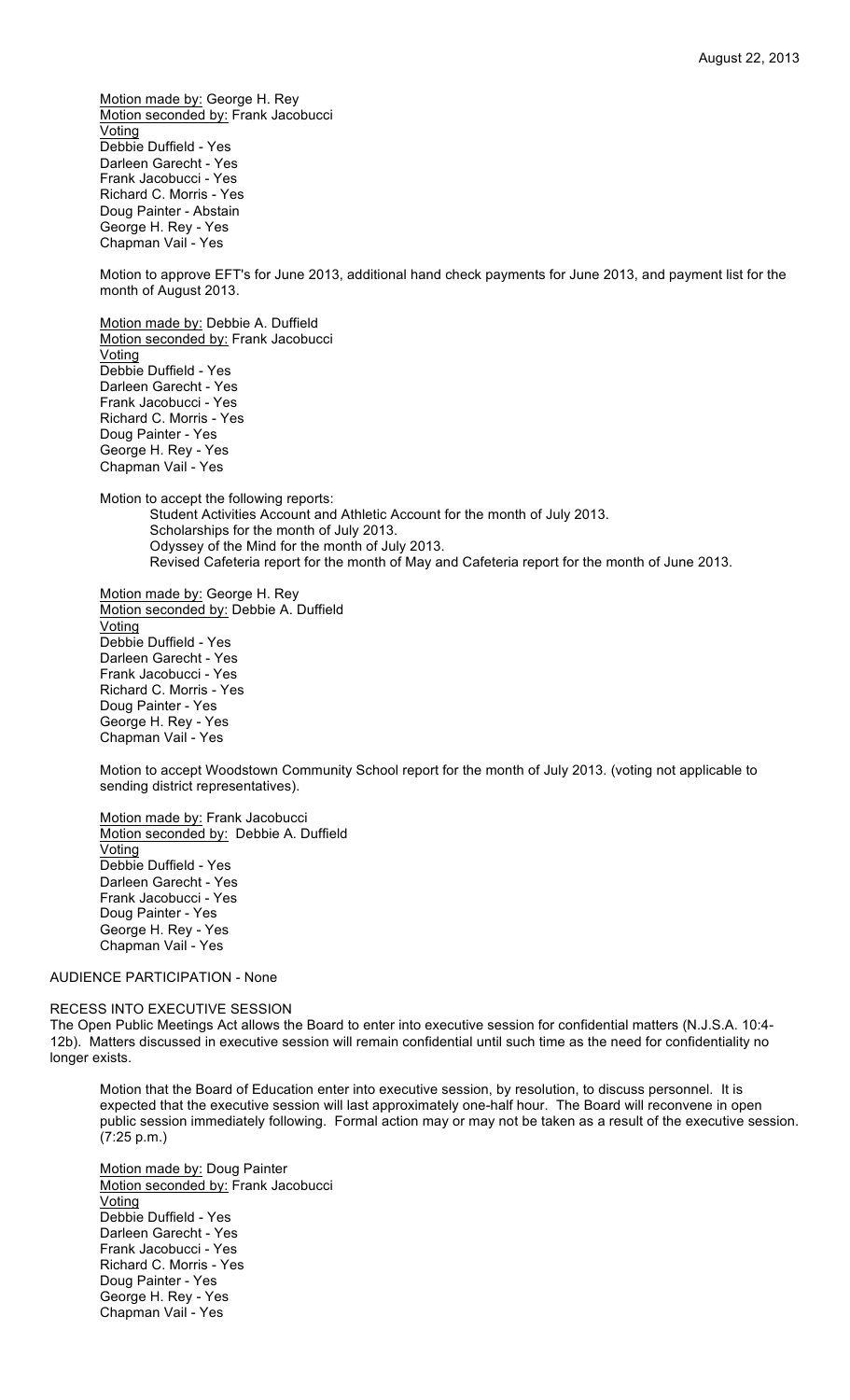Motion made by: George H. Rey
Motion seconded by: Frank Jacobucci
Voting
Debbie Duffield - Yes
Darleen Garecht - Yes
Frank Jacobucci - Yes
Richard C. Morris - Yes
Doug Painter - Abstain
George H. Rey - Yes
Chapman Vail - Yes

Motion to approve EFT's for June 2013, additional hand check payments for June 2013, and payment list for the month of August 2013.

Motion made by: Debbie A. Duffield
Motion seconded by: Frank Jacobucci
Voting
Debbie Duffield - Yes
Darleen Garecht - Yes
Frank Jacobucci - Yes
Richard C. Morris - Yes
Doug Painter - Yes
George H. Rey - Yes
Chapman Vail - Yes

Motion to accept the following reports:

- Student Activities Account and Athletic Account for the month of July 2013.
- Scholarships for the month of July 2013.
- Odyssey of the Mind for the month of July 2013.
- Revised Cafeteria report for the month of May and Cafeteria report for the month of June 2013.

Motion made by: George H. Rey
Motion seconded by: Debbie A. Duffield
Voting
Debbie Duffield - Yes
Darleen Garecht - Yes
Frank Jacobucci - Yes
Richard C. Morris - Yes
Doug Painter - Yes
George H. Rey - Yes
Chapman Vail - Yes

Motion to accept Woodstown Community School report for the month of July 2013. (voting not applicable to sending district representatives).

Motion made by: Frank Jacobucci
Motion seconded by: Debbie A. Duffield
Voting
Debbie Duffield - Yes
Darleen Garecht - Yes
Frank Jacobucci - Yes
Doug Painter - Yes
George H. Rey - Yes
Chapman Vail - Yes

AUDIENCE PARTICIPATION - None

RECESS INTO EXECUTIVE SESSION

The Open Public Meetings Act allows the Board to enter into executive session for confidential matters (N.J.S.A. 10:4-12b). Matters discussed in executive session will remain confidential until such time as the need for confidentiality no longer exists.

Motion that the Board of Education enter into executive session, by resolution, to discuss personnel. It is expected that the executive session will last approximately one-half hour. The Board will reconvene in open public session immediately following. Formal action may or may not be taken as a result of the executive session. (7:25 p.m.)

Motion made by: Doug Painter
Motion seconded by: Frank Jacobucci
Voting
Debbie Duffield - Yes
Darleen Garecht - Yes
Frank Jacobucci - Yes
Richard C. Morris - Yes
Doug Painter - Yes
George H. Rey - Yes
Chapman Vail - Yes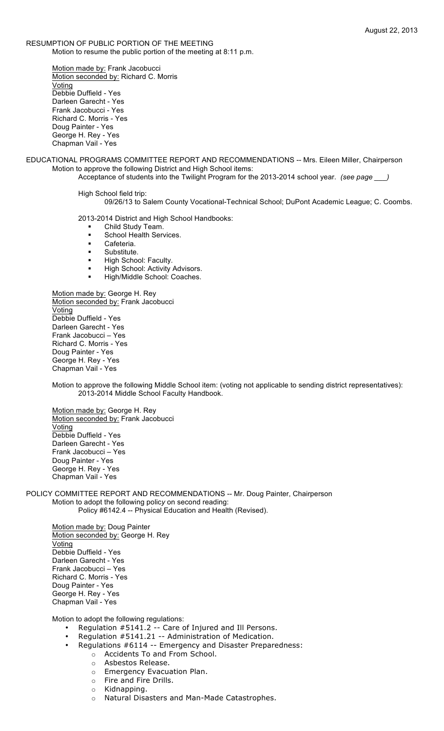August 22, 2013

RESUMPTION OF PUBLIC PORTION OF THE MEETING

Motion to resume the public portion of the meeting at 8:11 p.m.

Motion made by: Frank Jacobucci
Motion seconded by: Richard C. Morris
Voting
Debbie Duffield - Yes
Darleen Garecht - Yes
Frank Jacobucci - Yes
Richard C. Morris - Yes
Doug Painter - Yes
George H. Rey - Yes
Chapman Vail - Yes

EDUCATIONAL PROGRAMS COMMITTEE REPORT AND RECOMMENDATIONS -- Mrs. Eileen Miller, Chairperson

Motion to approve the following District and High School items:

Acceptance of students into the Twilight Program for the 2013-2014 school year. *(see page \_\_\_)*

High School field trip:

09/26/13 to Salem County Vocational-Technical School; DuPont Academic League; C. Coombs.

2013-2014 District and High School Handbooks:

- Child Study Team.
- School Health Services.
- Cafeteria.
- Substitute.
- High School: Faculty.
- High School: Activity Advisors.
- High/Middle School: Coaches.

Motion made by: George H. Rey
Motion seconded by: Frank Jacobucci
Voting
Debbie Duffield - Yes
Darleen Garecht - Yes
Frank Jacobucci – Yes
Richard C. Morris - Yes
Doug Painter - Yes
George H. Rey - Yes
Chapman Vail - Yes

Motion to approve the following Middle School item: (voting not applicable to sending district representatives):

2013-2014 Middle School Faculty Handbook.

Motion made by: George H. Rey
Motion seconded by: Frank Jacobucci
Voting
Debbie Duffield - Yes
Darleen Garecht - Yes
Frank Jacobucci – Yes
Doug Painter - Yes
George H. Rey - Yes
Chapman Vail - Yes

POLICY COMMITTEE REPORT AND RECOMMENDATIONS -- Mr. Doug Painter, Chairperson

Motion to adopt the following policy on second reading:

Policy #6142.4 -- Physical Education and Health (Revised).

Motion made by: Doug Painter
Motion seconded by: George H. Rey
Voting
Debbie Duffield - Yes
Darleen Garecht - Yes
Frank Jacobucci – Yes
Richard C. Morris - Yes
Doug Painter - Yes
George H. Rey - Yes
Chapman Vail - Yes

Motion to adopt the following regulations:

- Regulation #5141.2 -- Care of Injured and Ill Persons.
- Regulation #5141.21 -- Administration of Medication.
- Regulations #6114 -- Emergency and Disaster Preparedness:
  - Accidents To and From School.
  - Asbestos Release.
  - Emergency Evacuation Plan.
  - Fire and Fire Drills.
  - Kidnapping.
  - Natural Disasters and Man-Made Catastrophes.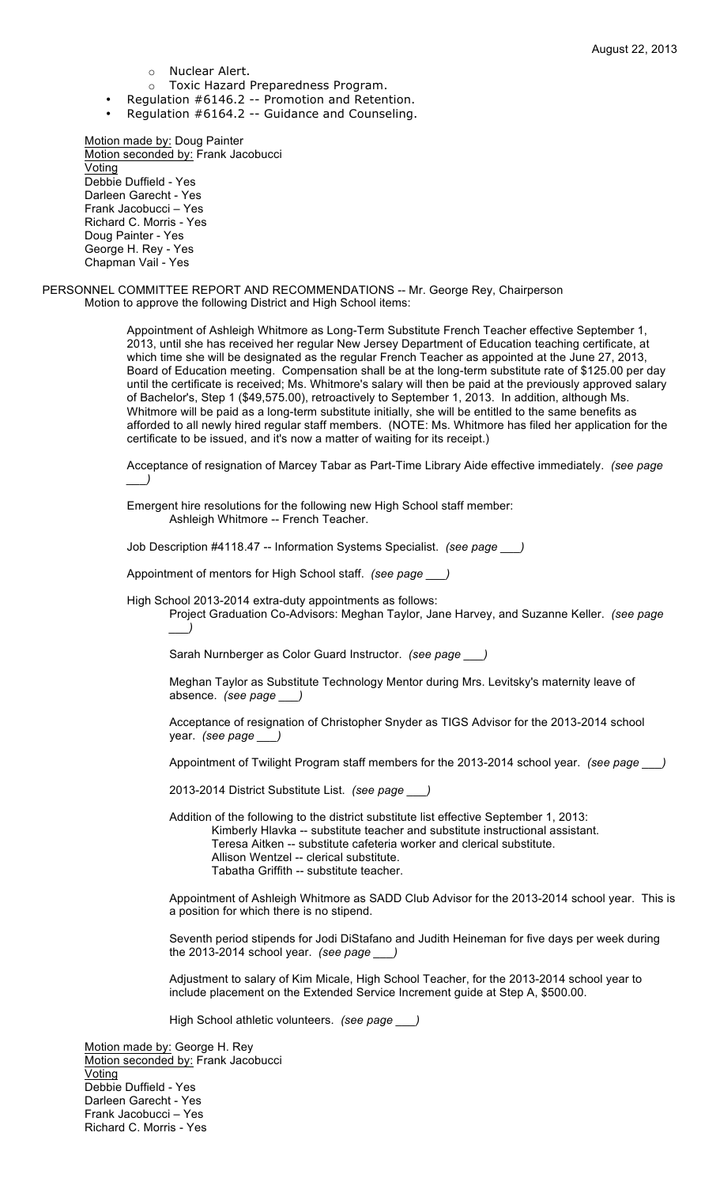- Nuclear Alert.
    - Toxic Hazard Preparedness Program.
- Regulation #6146.2 -- Promotion and Retention.
- Regulation #6164.2 -- Guidance and Counseling.

Motion made by: Doug Painter
Motion seconded by: Frank Jacobucci
Voting
Debbie Duffield - Yes
Darleen Garecht - Yes
Frank Jacobucci – Yes
Richard C. Morris - Yes
Doug Painter - Yes
George H. Rey - Yes
Chapman Vail - Yes

PERSONNEL COMMITTEE REPORT AND RECOMMENDATIONS -- Mr. George Rey, Chairperson
Motion to approve the following District and High School items:

Appointment of Ashleigh Whitmore as Long-Term Substitute French Teacher effective September 1, 2013, until she has received her regular New Jersey Department of Education teaching certificate, at which time she will be designated as the regular French Teacher as appointed at the June 27, 2013, Board of Education meeting. Compensation shall be at the long-term substitute rate of $125.00 per day until the certificate is received; Ms. Whitmore's salary will then be paid at the previously approved salary of Bachelor's, Step 1 ($49,575.00), retroactively to September 1, 2013. In addition, although Ms. Whitmore will be paid as a long-term substitute initially, she will be entitled to the same benefits as afforded to all newly hired regular staff members. (NOTE: Ms. Whitmore has filed her application for the certificate to be issued, and it's now a matter of waiting for its receipt.)

Acceptance of resignation of Marcey Tabar as Part-Time Library Aide effective immediately. *(see page ___)*

Emergent hire resolutions for the following new High School staff member:
Ashleigh Whitmore -- French Teacher.

Job Description #4118.47 -- Information Systems Specialist. *(see page ___)*

Appointment of mentors for High School staff. *(see page ___)*

High School 2013-2014 extra-duty appointments as follows:
Project Graduation Co-Advisors: Meghan Taylor, Jane Harvey, and Suzanne Keller. *(see page ___)*

Sarah Nurnberger as Color Guard Instructor. *(see page ___)*

Meghan Taylor as Substitute Technology Mentor during Mrs. Levitsky's maternity leave of absence. *(see page ___)*

Acceptance of resignation of Christopher Snyder as TIGS Advisor for the 2013-2014 school year. *(see page ___)*

Appointment of Twilight Program staff members for the 2013-2014 school year. *(see page ___)*

2013-2014 District Substitute List. *(see page ___)*

Addition of the following to the district substitute list effective September 1, 2013:
Kimberly Hlavka -- substitute teacher and substitute instructional assistant.
Teresa Aitken -- substitute cafeteria worker and clerical substitute.
Allison Wentzel -- clerical substitute.
Tabatha Griffith -- substitute teacher.

Appointment of Ashleigh Whitmore as SADD Club Advisor for the 2013-2014 school year. This is a position for which there is no stipend.

Seventh period stipends for Jodi DiStafano and Judith Heineman for five days per week during the 2013-2014 school year. *(see page ___)*

Adjustment to salary of Kim Micale, High School Teacher, for the 2013-2014 school year to include placement on the Extended Service Increment guide at Step A, $500.00.

High School athletic volunteers. *(see page ___)*

Motion made by: George H. Rey
Motion seconded by: Frank Jacobucci
Voting
Debbie Duffield - Yes
Darleen Garecht - Yes
Frank Jacobucci – Yes
Richard C. Morris - Yes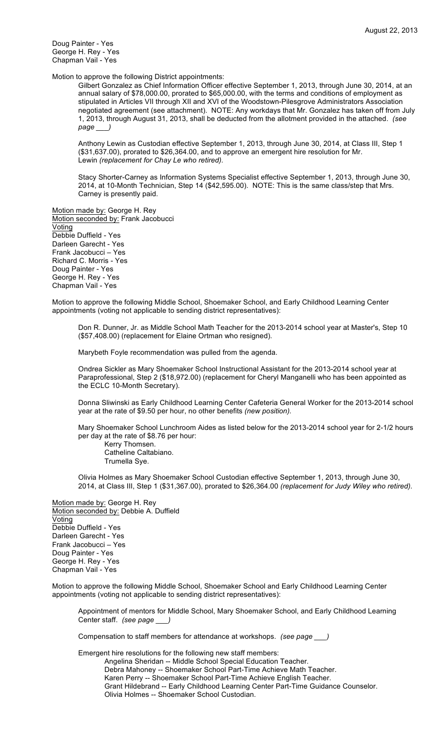Doug Painter - Yes
George H. Rey - Yes
Chapman Vail - Yes

Motion to approve the following District appointments:

Gilbert Gonzalez as Chief Information Officer effective September 1, 2013, through June 30, 2014, at an annual salary of $78,000.00, prorated to $65,000.00, with the terms and conditions of employment as stipulated in Articles VII through XII and XVI of the Woodstown-Pilesgrove Administrators Association negotiated agreement (see attachment). NOTE: Any workdays that Mr. Gonzalez has taken off from July 1, 2013, through August 31, 2013, shall be deducted from the allotment provided in the attached. *(see page ___)*

Anthony Lewin as Custodian effective September 1, 2013, through June 30, 2014, at Class III, Step 1 ($31,637.00), prorated to $26,364.00, and to approve an emergent hire resolution for Mr. Lewin *(replacement for Chay Le who retired).*

Stacy Shorter-Carney as Information Systems Specialist effective September 1, 2013, through June 30, 2014, at 10-Month Technician, Step 14 ($42,595.00). NOTE: This is the same class/step that Mrs. Carney is presently paid.

Motion made by: George H. Rey
Motion seconded by: Frank Jacobucci
Voting
Debbie Duffield - Yes
Darleen Garecht - Yes
Frank Jacobucci – Yes
Richard C. Morris - Yes
Doug Painter - Yes
George H. Rey - Yes
Chapman Vail - Yes

Motion to approve the following Middle School, Shoemaker School, and Early Childhood Learning Center appointments (voting not applicable to sending district representatives):

Don R. Dunner, Jr. as Middle School Math Teacher for the 2013-2014 school year at Master's, Step 10 ($57,408.00) (replacement for Elaine Ortman who resigned).

Marybeth Foyle recommendation was pulled from the agenda.

Ondrea Sickler as Mary Shoemaker School Instructional Assistant for the 2013-2014 school year at Paraprofessional, Step 2 ($18,972.00) (replacement for Cheryl Manganelli who has been appointed as the ECLC 10-Month Secretary).

Donna Sliwinski as Early Childhood Learning Center Cafeteria General Worker for the 2013-2014 school year at the rate of $9.50 per hour, no other benefits *(new position).*

Mary Shoemaker School Lunchroom Aides as listed below for the 2013-2014 school year for 2-1/2 hours per day at the rate of $8.76 per hour:
- Kerry Thomsen.
- Catheline Caltabiano.
- Trumella Sye.

Olivia Holmes as Mary Shoemaker School Custodian effective September 1, 2013, through June 30, 2014, at Class III, Step 1 ($31,367.00), prorated to $26,364.00 *(replacement for Judy Wiley who retired).*

Motion made by: George H. Rey
Motion seconded by: Debbie A. Duffield
Voting
Debbie Duffield - Yes
Darleen Garecht - Yes
Frank Jacobucci – Yes
Doug Painter - Yes
George H. Rey - Yes
Chapman Vail - Yes

Motion to approve the following Middle School, Shoemaker School and Early Childhood Learning Center appointments (voting not applicable to sending district representatives):

Appointment of mentors for Middle School, Mary Shoemaker School, and Early Childhood Learning Center staff. *(see page ___)*

Compensation to staff members for attendance at workshops. *(see page ___)*

Emergent hire resolutions for the following new staff members:
- Angelina Sheridan -- Middle School Special Education Teacher.
- Debra Mahoney -- Shoemaker School Part-Time Achieve Math Teacher.
- Karen Perry -- Shoemaker School Part-Time Achieve English Teacher.
- Grant Hildebrand -- Early Childhood Learning Center Part-Time Guidance Counselor.
- Olivia Holmes -- Shoemaker School Custodian.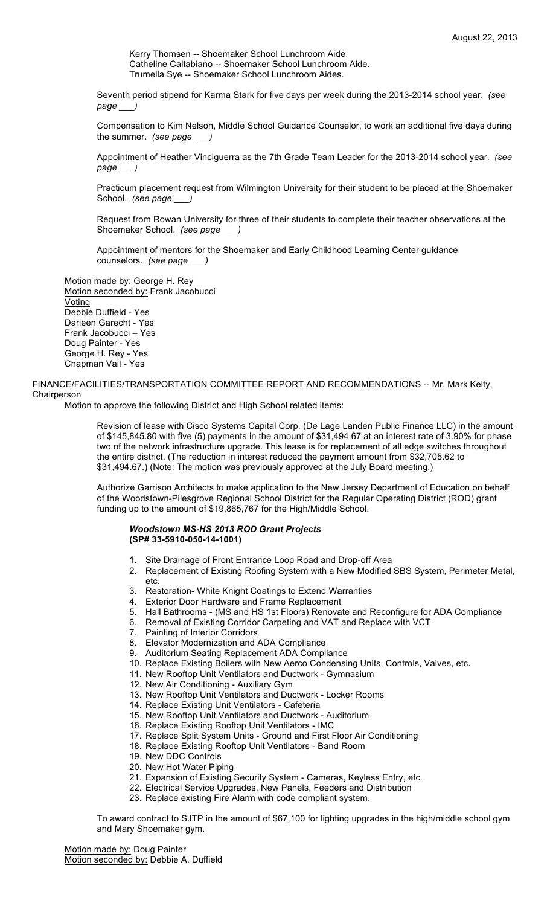August 22, 2013

Kerry Thomsen -- Shoemaker School Lunchroom Aide.
Catheline Caltabiano -- Shoemaker School Lunchroom Aide.
Trumella Sye -- Shoemaker School Lunchroom Aides.

Seventh period stipend for Karma Stark for five days per week during the 2013-2014 school year. *(see page \_\_\_)*

Compensation to Kim Nelson, Middle School Guidance Counselor, to work an additional five days during the summer. *(see page \_\_\_)*

Appointment of Heather Vinciguerra as the 7th Grade Team Leader for the 2013-2014 school year. *(see page \_\_\_)*

Practicum placement request from Wilmington University for their student to be placed at the Shoemaker School. *(see page \_\_\_)*

Request from Rowan University for three of their students to complete their teacher observations at the Shoemaker School. *(see page \_\_\_)*

Appointment of mentors for the Shoemaker and Early Childhood Learning Center guidance counselors. *(see page \_\_\_)*

Motion made by: George H. Rey
Motion seconded by: Frank Jacobucci
Voting
Debbie Duffield - Yes
Darleen Garecht - Yes
Frank Jacobucci – Yes
Doug Painter - Yes
George H. Rey - Yes
Chapman Vail - Yes

FINANCE/FACILITIES/TRANSPORTATION COMMITTEE REPORT AND RECOMMENDATIONS -- Mr. Mark Kelty, Chairperson

Motion to approve the following District and High School related items:

Revision of lease with Cisco Systems Capital Corp. (De Lage Landen Public Finance LLC) in the amount of $145,845.80 with five (5) payments in the amount of $31,494.67 at an interest rate of 3.90% for phase two of the network infrastructure upgrade. This lease is for replacement of all edge switches throughout the entire district. (The reduction in interest reduced the payment amount from $32,705.62 to $31,494.67.) (Note: The motion was previously approved at the July Board meeting.)

Authorize Garrison Architects to make application to the New Jersey Department of Education on behalf of the Woodstown-Pilesgrove Regional School District for the Regular Operating District (ROD) grant funding up to the amount of $19,865,767 for the High/Middle School.

***Woodstown MS-HS 2013 ROD Grant Projects***
**(SP# 33-5910-050-14-1001)**

1. Site Drainage of Front Entrance Loop Road and Drop-off Area
2. Replacement of Existing Roofing System with a New Modified SBS System, Perimeter Metal, etc.
3. Restoration- White Knight Coatings to Extend Warranties
4. Exterior Door Hardware and Frame Replacement
5. Hall Bathrooms - (MS and HS 1st Floors) Renovate and Reconfigure for ADA Compliance
6. Removal of Existing Corridor Carpeting and VAT and Replace with VCT
7. Painting of Interior Corridors
8. Elevator Modernization and ADA Compliance
9. Auditorium Seating Replacement ADA Compliance
10. Replace Existing Boilers with New Aerco Condensing Units, Controls, Valves, etc.
11. New Rooftop Unit Ventilators and Ductwork - Gymnasium
12. New Air Conditioning - Auxiliary Gym
13. New Rooftop Unit Ventilators and Ductwork - Locker Rooms
14. Replace Existing Unit Ventilators - Cafeteria
15. New Rooftop Unit Ventilators and Ductwork - Auditorium
16. Replace Existing Rooftop Unit Ventilators - IMC
17. Replace Split System Units - Ground and First Floor Air Conditioning
18. Replace Existing Rooftop Unit Ventilators - Band Room
19. New DDC Controls
20. New Hot Water Piping
21. Expansion of Existing Security System - Cameras, Keyless Entry, etc.
22. Electrical Service Upgrades, New Panels, Feeders and Distribution
23. Replace existing Fire Alarm with code compliant system.

To award contract to SJTP in the amount of $67,100 for lighting upgrades in the high/middle school gym and Mary Shoemaker gym.

Motion made by: Doug Painter
Motion seconded by: Debbie A. Duffield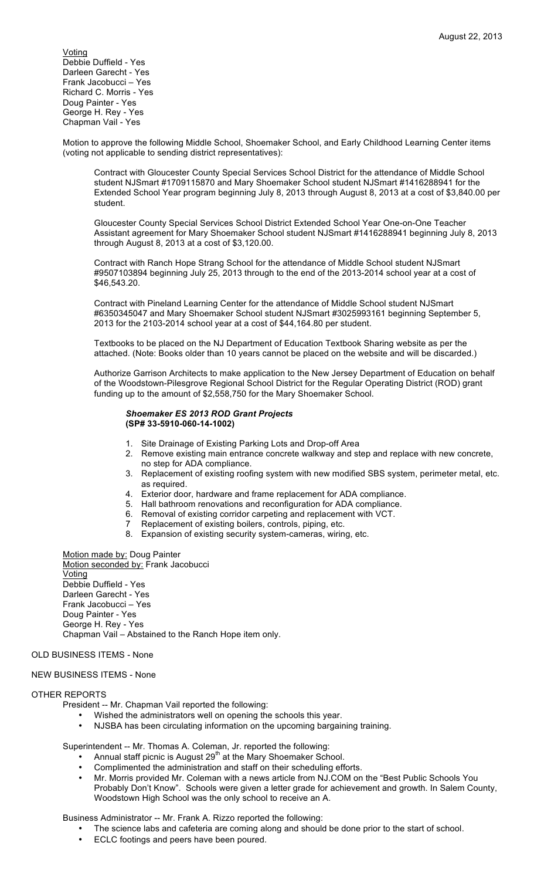Voting
Debbie Duffield - Yes
Darleen Garecht - Yes
Frank Jacobucci – Yes
Richard C. Morris - Yes
Doug Painter - Yes
George H. Rey - Yes
Chapman Vail - Yes

Motion to approve the following Middle School, Shoemaker School, and Early Childhood Learning Center items (voting not applicable to sending district representatives):

Contract with Gloucester County Special Services School District for the attendance of Middle School student NJSmart #1709115870 and Mary Shoemaker School student NJSmart #1416288941 for the Extended School Year program beginning July 8, 2013 through August 8, 2013 at a cost of $3,840.00 per student.

Gloucester County Special Services School District Extended School Year One-on-One Teacher Assistant agreement for Mary Shoemaker School student NJSmart #1416288941 beginning July 8, 2013 through August 8, 2013 at a cost of $3,120.00.

Contract with Ranch Hope Strang School for the attendance of Middle School student NJSmart #9507103894 beginning July 25, 2013 through to the end of the 2013-2014 school year at a cost of $46,543.20.

Contract with Pineland Learning Center for the attendance of Middle School student NJSmart #6350345047 and Mary Shoemaker School student NJSmart #3025993161 beginning September 5, 2013 for the 2103-2014 school year at a cost of $44,164.80 per student.

Textbooks to be placed on the NJ Department of Education Textbook Sharing website as per the attached. (Note: Books older than 10 years cannot be placed on the website and will be discarded.)

Authorize Garrison Architects to make application to the New Jersey Department of Education on behalf of the Woodstown-Pilesgrove Regional School District for the Regular Operating District (ROD) grant funding up to the amount of $2,558,750 for the Mary Shoemaker School.

***Shoemaker ES 2013 ROD Grant Projects***
**(SP# 33-5910-060-14-1002)**

1. Site Drainage of Existing Parking Lots and Drop-off Area
2. Remove existing main entrance concrete walkway and step and replace with new concrete, no step for ADA compliance.
3. Replacement of existing roofing system with new modified SBS system, perimeter metal, etc. as required.
4. Exterior door, hardware and frame replacement for ADA compliance.
5. Hall bathroom renovations and reconfiguration for ADA compliance.
6. Removal of existing corridor carpeting and replacement with VCT.
7. Replacement of existing boilers, controls, piping, etc.
8. Expansion of existing security system-cameras, wiring, etc.

Motion made by: Doug Painter
Motion seconded by: Frank Jacobucci
Voting
Debbie Duffield - Yes
Darleen Garecht - Yes
Frank Jacobucci – Yes
Doug Painter - Yes
George H. Rey - Yes
Chapman Vail – Abstained to the Ranch Hope item only.

OLD BUSINESS ITEMS - None

NEW BUSINESS ITEMS - None

OTHER REPORTS

President -- Mr. Chapman Vail reported the following:

- Wished the administrators well on opening the schools this year.
- NJSBA has been circulating information on the upcoming bargaining training.

Superintendent -- Mr. Thomas A. Coleman, Jr. reported the following:

- Annual staff picnic is August 29th at the Mary Shoemaker School.
- Complimented the administration and staff on their scheduling efforts.
- Mr. Morris provided Mr. Coleman with a news article from NJ.COM on the "Best Public Schools You Probably Don't Know". Schools were given a letter grade for achievement and growth. In Salem County, Woodstown High School was the only school to receive an A.

Business Administrator -- Mr. Frank A. Rizzo reported the following:

- The science labs and cafeteria are coming along and should be done prior to the start of school.
- ECLC footings and peers have been poured.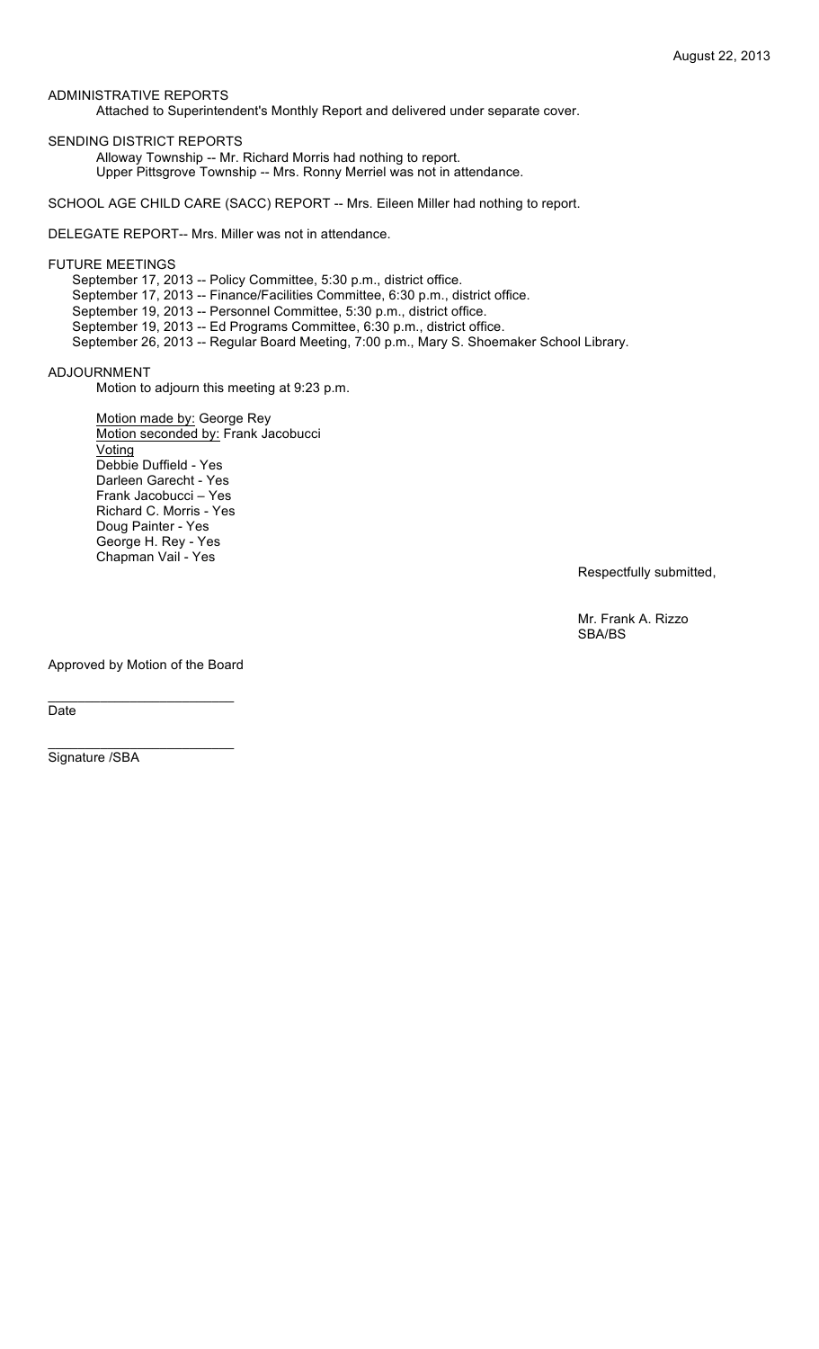August 22, 2013

ADMINISTRATIVE REPORTS

Attached to Superintendent's Monthly Report and delivered under separate cover.

SENDING DISTRICT REPORTS

Alloway Township -- Mr. Richard Morris had nothing to report.
Upper Pittsgrove Township -- Mrs. Ronny Merriel was not in attendance.

SCHOOL AGE CHILD CARE (SACC) REPORT -- Mrs. Eileen Miller had nothing to report.

DELEGATE REPORT-- Mrs. Miller was not in attendance.

FUTURE MEETINGS

September 17, 2013 -- Policy Committee, 5:30 p.m., district office.
September 17, 2013 -- Finance/Facilities Committee, 6:30 p.m., district office.
September 19, 2013 -- Personnel Committee, 5:30 p.m., district office.
September 19, 2013 -- Ed Programs Committee, 6:30 p.m., district office.
September 26, 2013 -- Regular Board Meeting, 7:00 p.m., Mary S. Shoemaker School Library.

ADJOURNMENT

Motion to adjourn this meeting at 9:23 p.m.

Motion made by: George Rey
Motion seconded by: Frank Jacobucci
Voting
Debbie Duffield - Yes
Darleen Garecht - Yes
Frank Jacobucci – Yes
Richard C. Morris - Yes
Doug Painter - Yes
George H. Rey - Yes
Chapman Vail - Yes

Respectfully submitted,

Mr. Frank A. Rizzo
SBA/BS

Approved by Motion of the Board

\_\_\_\_\_\_\_\_\_\_\_\_\_\_\_\_\_\_\_\_\_\_\_\_\_
Date

\_\_\_\_\_\_\_\_\_\_\_\_\_\_\_\_\_\_\_\_\_\_\_\_\_
Signature /SBA